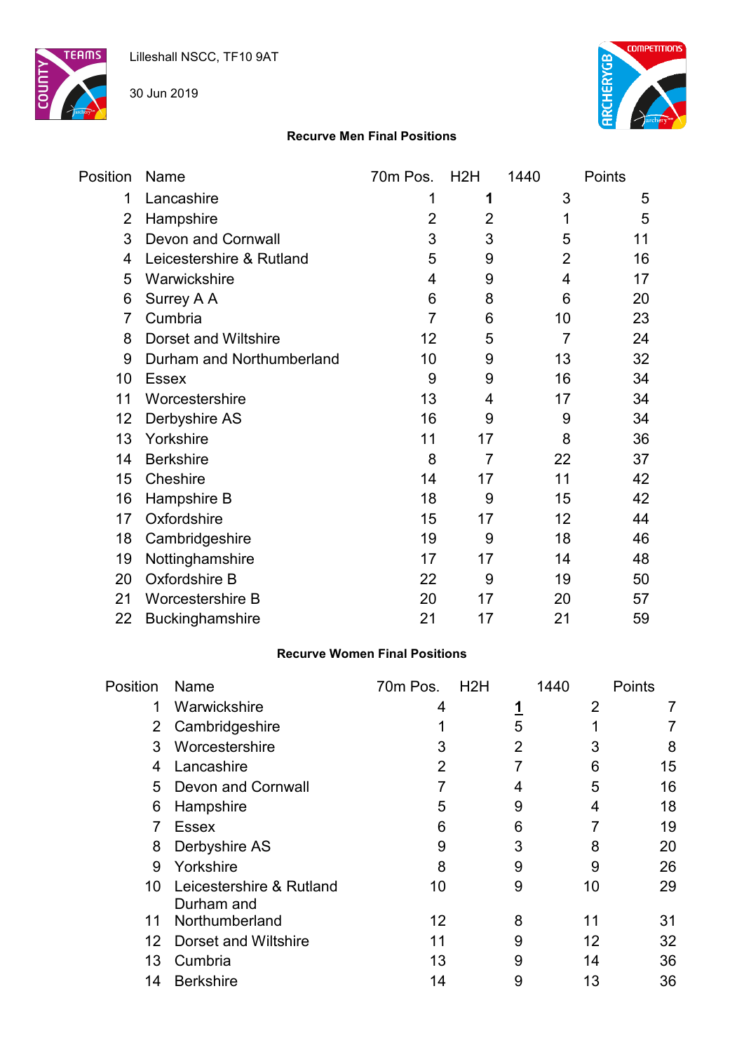Lilleshall NSCC, TF10 9AT

30 Jun 2019

**Recurve Men Final Positions**

| Position | Name | 70m Pos. | H2H | 1440 | Points |
|---|---|---|---|---|---|
| 1 | Lancashire | 1 | **1** | 3 | 5 |
| 2 | Hampshire | 2 | 2 | 1 | 5 |
| 3 | Devon and Cornwall | 3 | 3 | 5 | 11 |
| 4 | Leicestershire & Rutland | 5 | 9 | 2 | 16 |
| 5 | Warwickshire | 4 | 9 | 4 | 17 |
| 6 | Surrey A A | 6 | 8 | 6 | 20 |
| 7 | Cumbria | 7 | 6 | 10 | 23 |
| 8 | Dorset and Wiltshire | 12 | 5 | 7 | 24 |
| 9 | Durham and Northumberland | 10 | 9 | 13 | 32 |
| 10 | Essex | 9 | 9 | 16 | 34 |
| 11 | Worcestershire | 13 | 4 | 17 | 34 |
| 12 | Derbyshire AS | 16 | 9 | 9 | 34 |
| 13 | Yorkshire | 11 | 17 | 8 | 36 |
| 14 | Berkshire | 8 | 7 | 22 | 37 |
| 15 | Cheshire | 14 | 17 | 11 | 42 |
| 16 | Hampshire B | 18 | 9 | 15 | 42 |
| 17 | Oxfordshire | 15 | 17 | 12 | 44 |
| 18 | Cambridgeshire | 19 | 9 | 18 | 46 |
| 19 | Nottinghamshire | 17 | 17 | 14 | 48 |
| 20 | Oxfordshire B | 22 | 9 | 19 | 50 |
| 21 | Worcestershire B | 20 | 17 | 20 | 57 |
| 22 | Buckinghamshire | 21 | 17 | 21 | 59 |

**Recurve Women Final Positions**

| Position | Name | 70m Pos. | H2H | 1440 | Points |
|---|---|---|---|---|---|
| 1 | Warwickshire | 4 | **1** | 2 | 7 |
| 2 | Cambridgeshire | 1 | 5 | 1 | 7 |
| 3 | Worcestershire | 3 | 2 | 3 | 8 |
| 4 | Lancashire | 2 | 7 | 6 | 15 |
| 5 | Devon and Cornwall | 7 | 4 | 5 | 16 |
| 6 | Hampshire | 5 | 9 | 4 | 18 |
| 7 | Essex | 6 | 6 | 7 | 19 |
| 8 | Derbyshire AS | 9 | 3 | 8 | 20 |
| 9 | Yorkshire | 8 | 9 | 9 | 26 |
| 10 | Leicestershire & Rutland | 10 | 9 | 10 | 29 |
| 11 | Durham and Northumberland | 12 | 8 | 11 | 31 |
| 12 | Dorset and Wiltshire | 11 | 9 | 12 | 32 |
| 13 | Cumbria | 13 | 9 | 14 | 36 |
| 14 | Berkshire | 14 | 9 | 13 | 36 |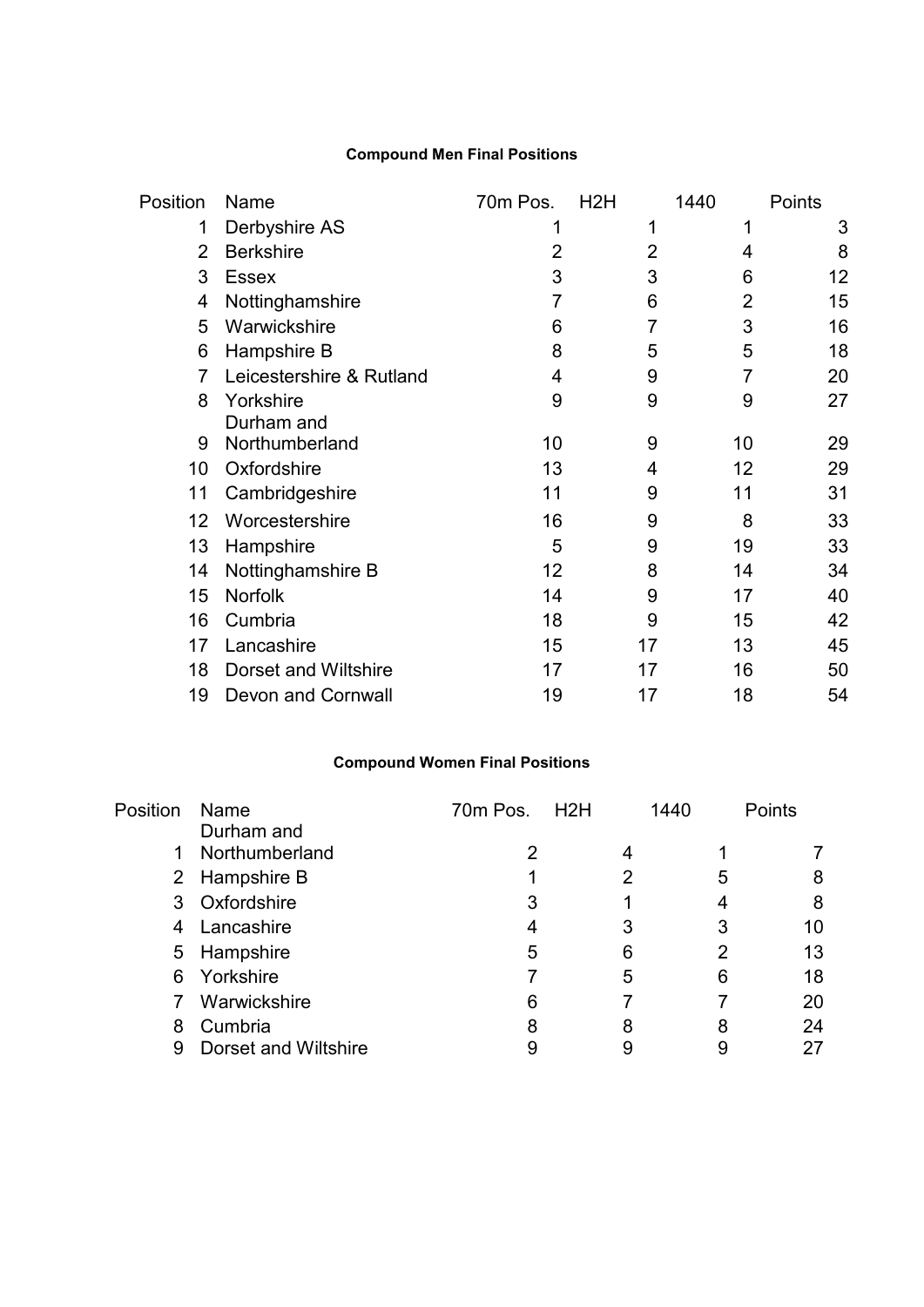**Compound Men Final Positions**

| Position | Name | 70m Pos. | H2H | 1440 | Points |
|---|---|---|---|---|---|
| 1 | Derbyshire AS | 1 | 1 | 1 | 3 |
| 2 | Berkshire | 2 | 2 | 4 | 8 |
| 3 | Essex | 3 | 3 | 6 | 12 |
| 4 | Nottinghamshire | 7 | 6 | 2 | 15 |
| 5 | Warwickshire | 6 | 7 | 3 | 16 |
| 6 | Hampshire B | 8 | 5 | 5 | 18 |
| 7 | Leicestershire & Rutland | 4 | 9 | 7 | 20 |
| 8 | Yorkshire | 9 | 9 | 9 | 27 |
| 9 | Durham and Northumberland | 10 | 9 | 10 | 29 |
| 10 | Oxfordshire | 13 | 4 | 12 | 29 |
| 11 | Cambridgeshire | 11 | 9 | 11 | 31 |
| 12 | Worcestershire | 16 | 9 | 8 | 33 |
| 13 | Hampshire | 5 | 9 | 19 | 33 |
| 14 | Nottinghamshire B | 12 | 8 | 14 | 34 |
| 15 | Norfolk | 14 | 9 | 17 | 40 |
| 16 | Cumbria | 18 | 9 | 15 | 42 |
| 17 | Lancashire | 15 | 17 | 13 | 45 |
| 18 | Dorset and Wiltshire | 17 | 17 | 16 | 50 |
| 19 | Devon and Cornwall | 19 | 17 | 18 | 54 |

**Compound Women Final Positions**

| Position | Name | 70m Pos. | H2H | 1440 | Points |
|---|---|---|---|---|---|
| 1 | Durham and Northumberland | 2 | 4 | 1 | 7 |
| 2 | Hampshire B | 1 | 2 | 5 | 8 |
| 3 | Oxfordshire | 3 | 1 | 4 | 8 |
| 4 | Lancashire | 4 | 3 | 3 | 10 |
| 5 | Hampshire | 5 | 6 | 2 | 13 |
| 6 | Yorkshire | 7 | 5 | 6 | 18 |
| 7 | Warwickshire | 6 | 7 | 7 | 20 |
| 8 | Cumbria | 8 | 8 | 8 | 24 |
| 9 | Dorset and Wiltshire | 9 | 9 | 9 | 27 |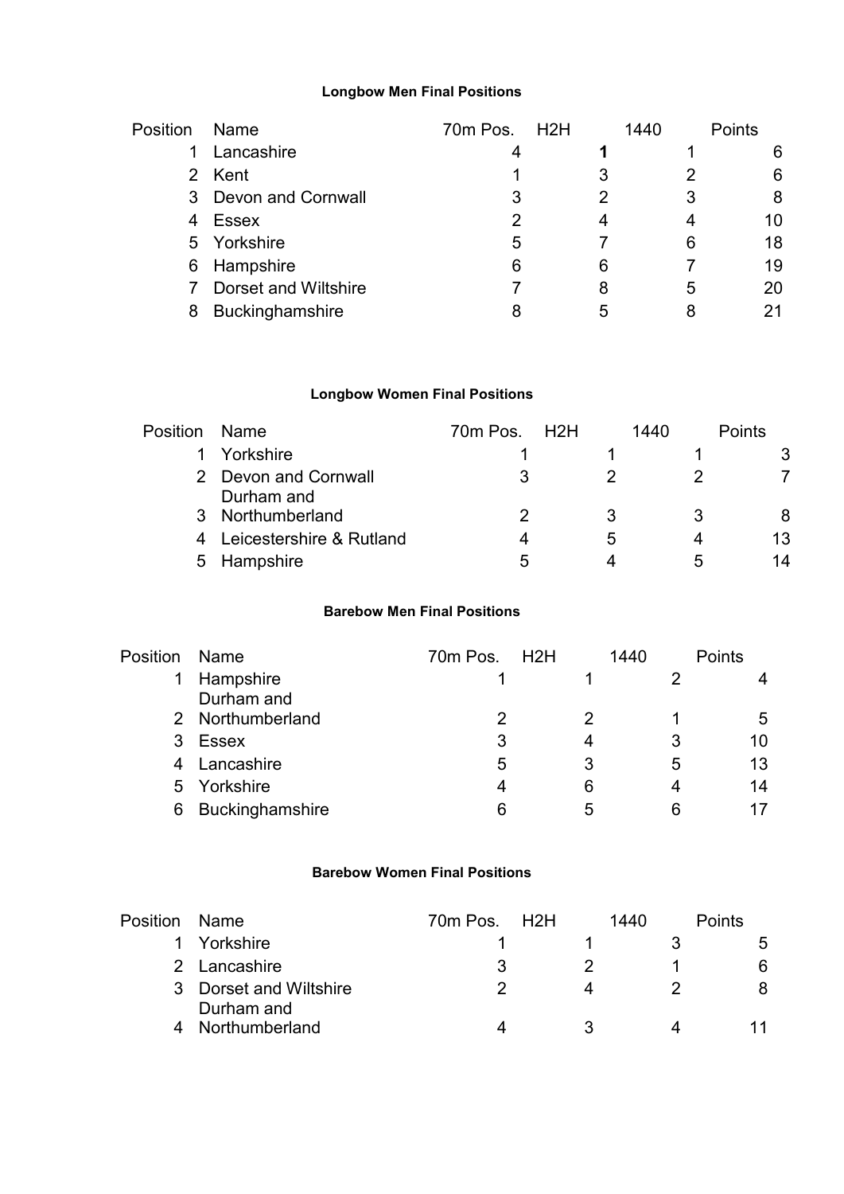**Longbow Men Final Positions**

| Position | Name | 70m Pos. | H2H | 1440 | Points |
|---|---|---|---|---|---|
| 1 | Lancashire | 4 | **1** | 1 | 6 |
| 2 | Kent | 1 | 3 | 2 | 6 |
| 3 | Devon and Cornwall | 3 | 2 | 3 | 8 |
| 4 | Essex | 2 | 4 | 4 | 10 |
| 5 | Yorkshire | 5 | 7 | 6 | 18 |
| 6 | Hampshire | 6 | 6 | 7 | 19 |
| 7 | Dorset and Wiltshire | 7 | 8 | 5 | 20 |
| 8 | Buckinghamshire | 8 | 5 | 8 | 21 |

**Longbow Women Final Positions**

| Position | Name | 70m Pos. | H2H | 1440 | Points |
|---|---|---|---|---|---|
| 1 | Yorkshire | 1 | 1 | 1 | 3 |
| 2 | Devon and Cornwall | 3 | 2 | 2 | 7 |
| 3 | Durham and Northumberland | 2 | 3 | 3 | 8 |
| 4 | Leicestershire & Rutland | 4 | 5 | 4 | 13 |
| 5 | Hampshire | 5 | 4 | 5 | 14 |

**Barebow Men Final Positions**

| Position | Name | 70m Pos. | H2H | 1440 | Points |
|---|---|---|---|---|---|
| 1 | Hampshire | 1 | 1 | 2 | 4 |
| 2 | Durham and Northumberland | 2 | 2 | 1 | 5 |
| 3 | Essex | 3 | 4 | 3 | 10 |
| 4 | Lancashire | 5 | 3 | 5 | 13 |
| 5 | Yorkshire | 4 | 6 | 4 | 14 |
| 6 | Buckinghamshire | 6 | 5 | 6 | 17 |

**Barebow Women Final Positions**

| Position | Name | 70m Pos. | H2H | 1440 | Points |
|---|---|---|---|---|---|
| 1 | Yorkshire | 1 | 1 | 3 | 5 |
| 2 | Lancashire | 3 | 2 | 1 | 6 |
| 3 | Dorset and Wiltshire | 2 | 4 | 2 | 8 |
| 4 | Durham and Northumberland | 4 | 3 | 4 | 11 |